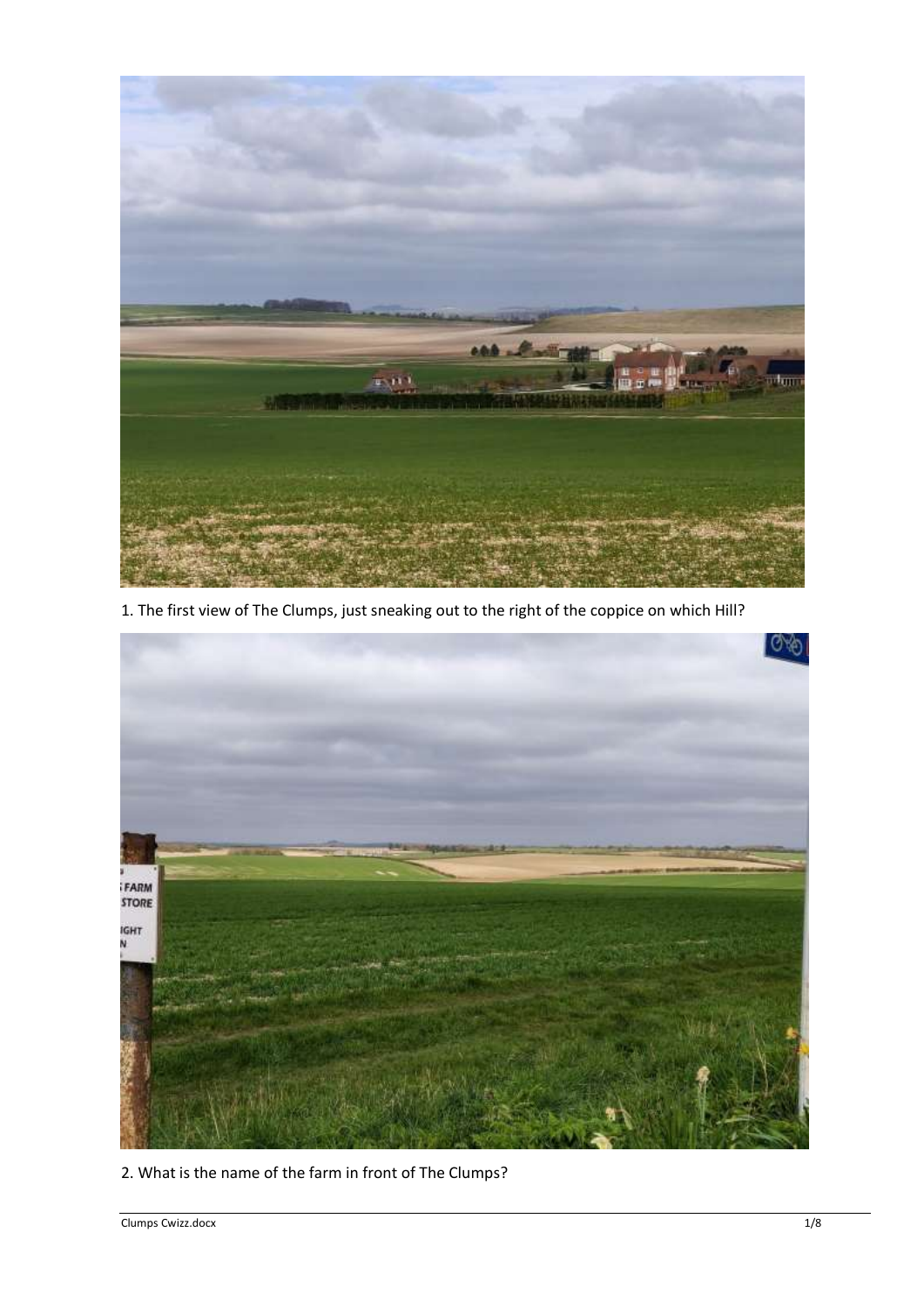1. The first view of The Clumps, just sneaking out to the right of the coppice on which Hill?

2. What is the name of the farm in front of The Clumps?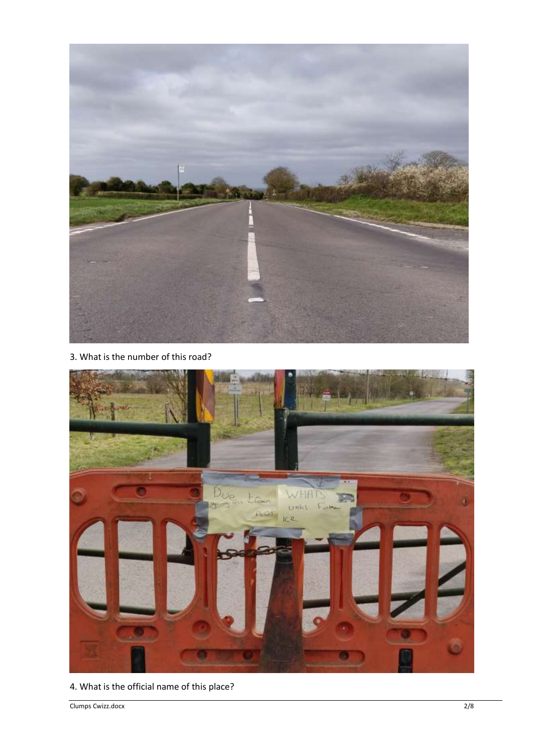3. What is the number of this road?

4. What is the official name of this place?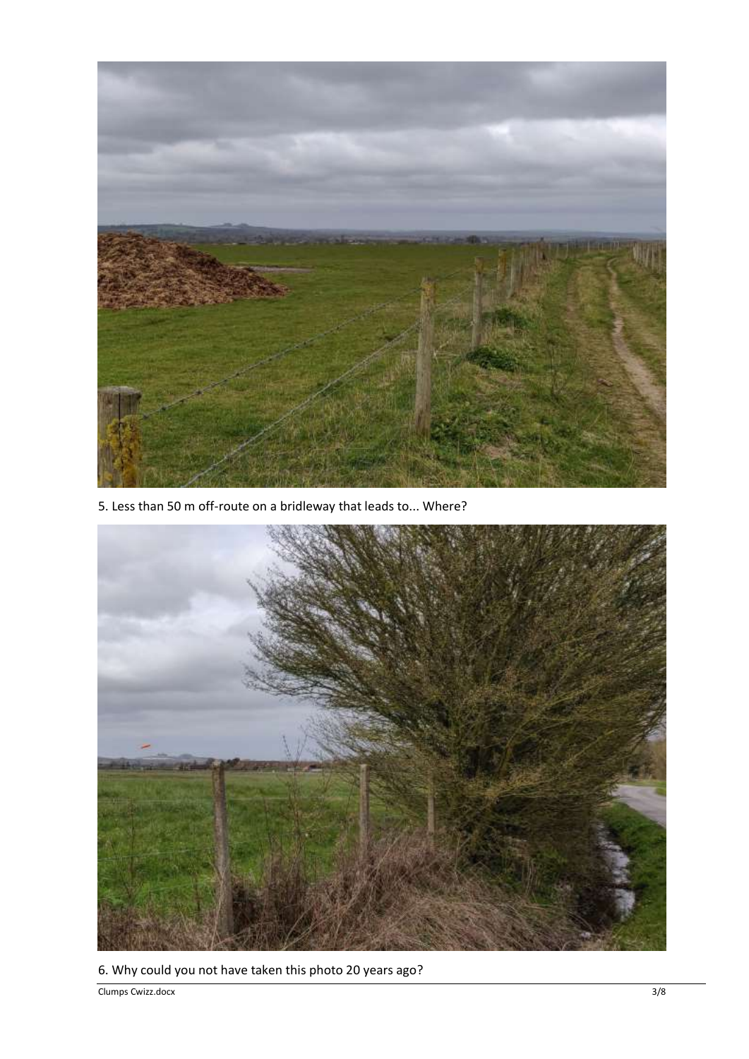5. Less than 50 m off-route on a bridleway that leads to... Where?

6. Why could you not have taken this photo 20 years ago?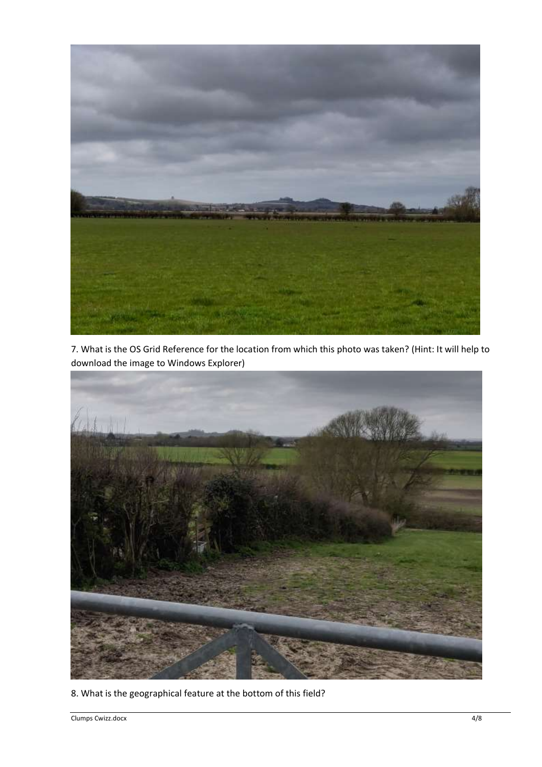7. What is the OS Grid Reference for the location from which this photo was taken? (Hint: It will help to download the image to Windows Explorer)

8. What is the geographical feature at the bottom of this field?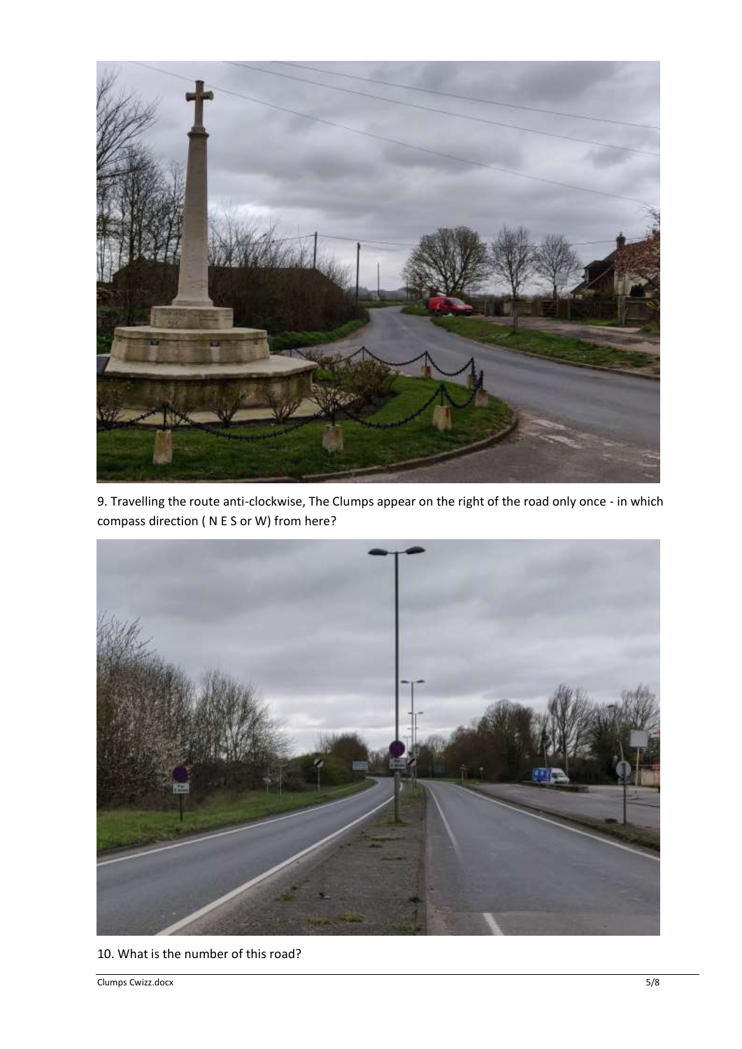9. Travelling the route anti-clockwise, The Clumps appear on the right of the road only once - in which compass direction ( N E S or W) from here?

10. What is the number of this road?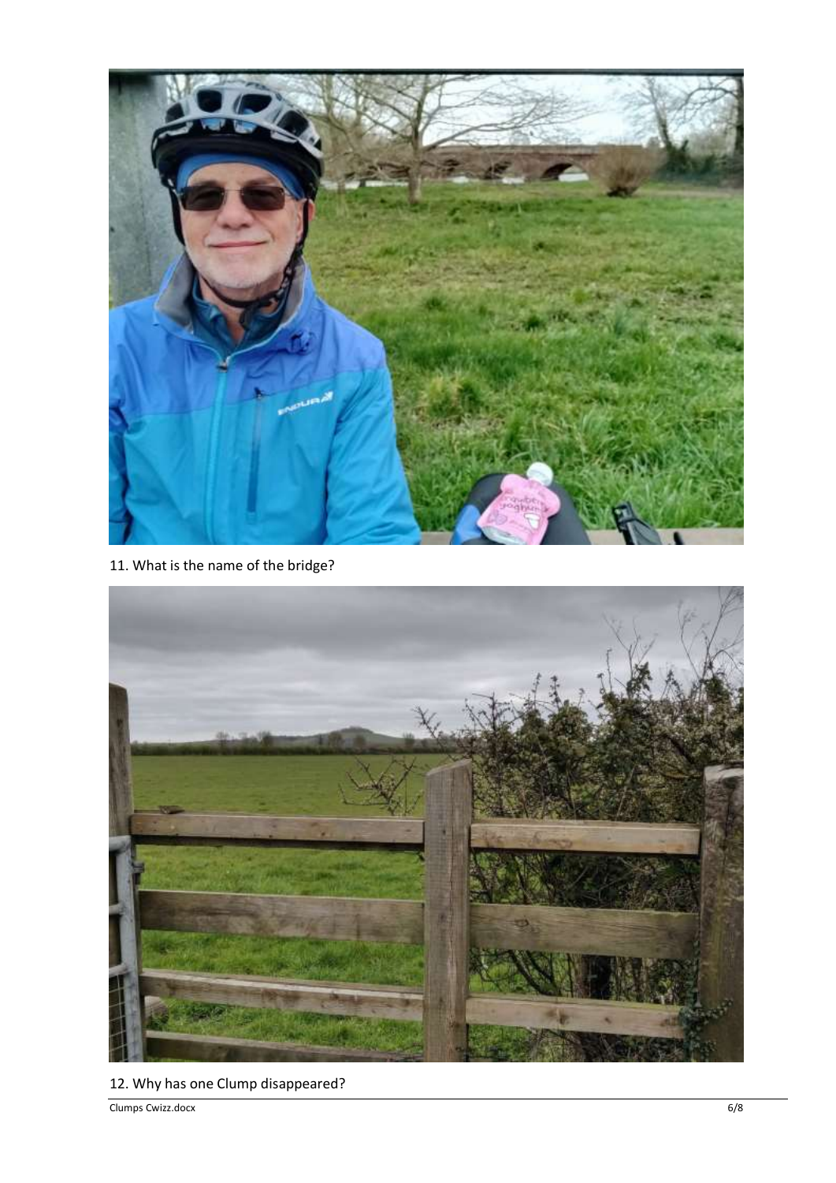11. What is the name of the bridge?

12. Why has one Clump disappeared?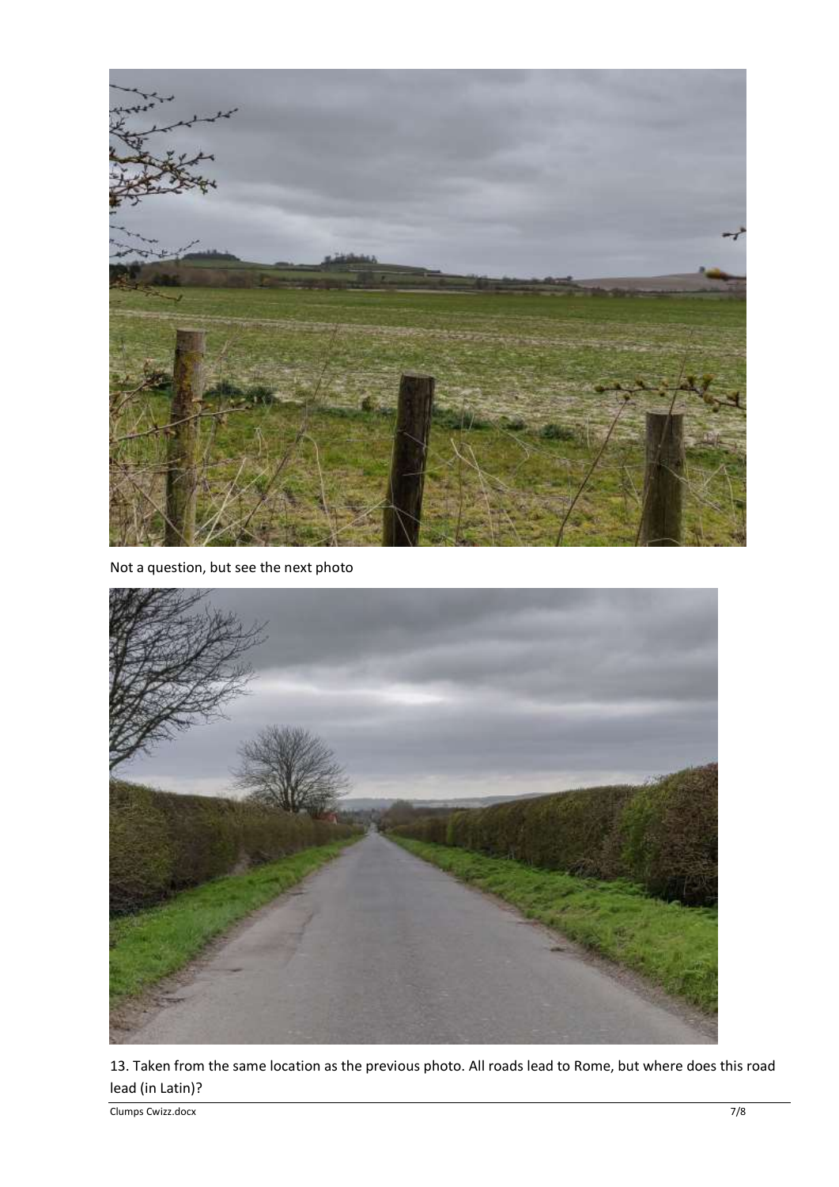Not a question, but see the next photo

13. Taken from the same location as the previous photo. All roads lead to Rome, but where does this road lead (in Latin)?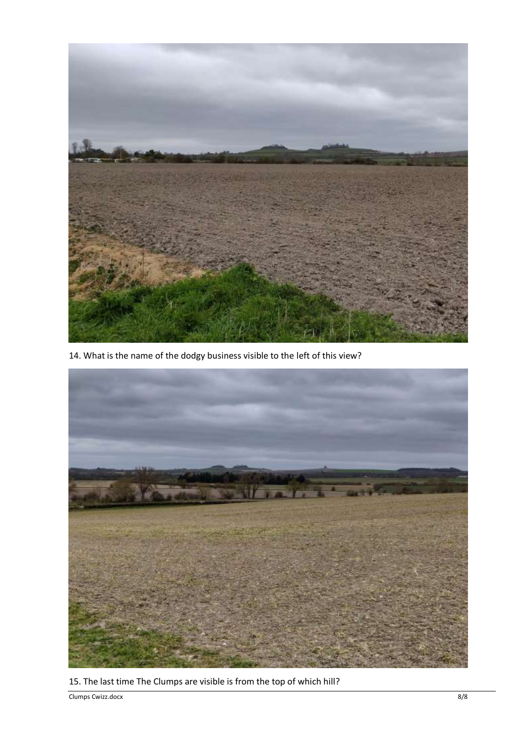14. What is the name of the dodgy business visible to the left of this view?

15. The last time The Clumps are visible is from the top of which hill?